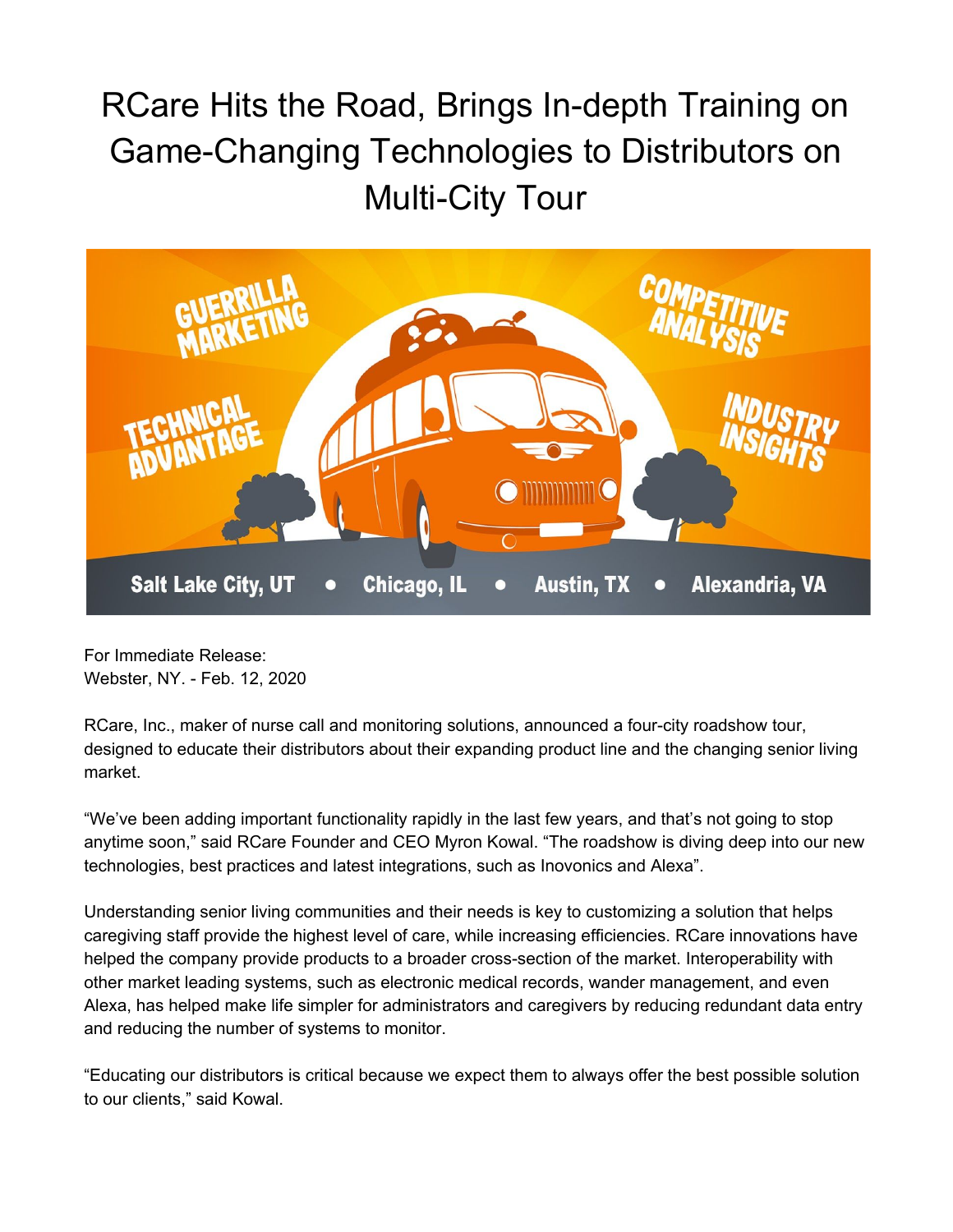# RCare Hits the Road, Brings In-depth Training on Game-Changing Technologies to Distributors on Multi-City Tour

For Immediate Release:
Webster, NY. - Feb. 12, 2020

RCare, Inc., maker of nurse call and monitoring solutions, announced a four-city roadshow tour, designed to educate their distributors about their expanding product line and the changing senior living market.

“We’ve been adding important functionality rapidly in the last few years, and that’s not going to stop anytime soon,” said RCare Founder and CEO Myron Kowal. “The roadshow is diving deep into our new technologies, best practices and latest integrations, such as Inovonics and Alexa”.

Understanding senior living communities and their needs is key to customizing a solution that helps caregiving staff provide the highest level of care, while increasing efficiencies. RCare innovations have helped the company provide products to a broader cross-section of the market. Interoperability with other market leading systems, such as electronic medical records, wander management, and even Alexa, has helped make life simpler for administrators and caregivers by reducing redundant data entry and reducing the number of systems to monitor.

“Educating our distributors is critical because we expect them to always offer the best possible solution to our clients,” said Kowal.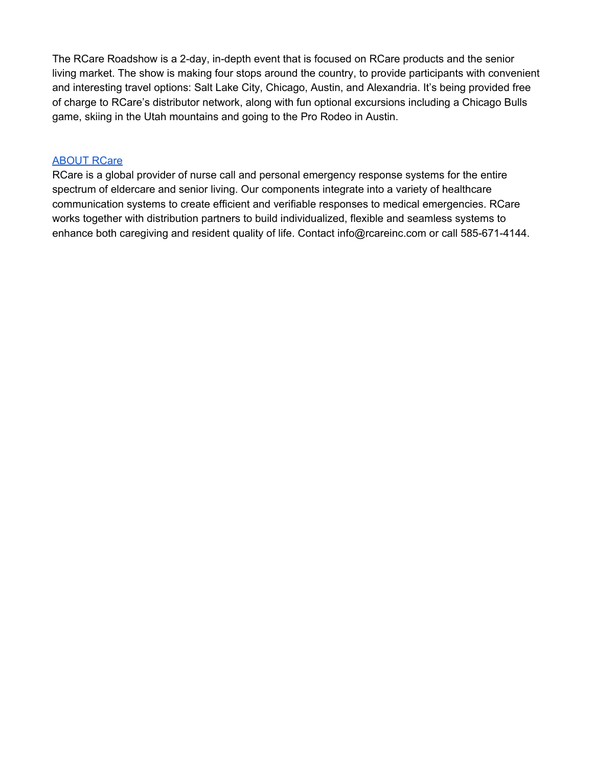The RCare Roadshow is a 2-day, in-depth event that is focused on RCare products and the senior living market. The show is making four stops around the country, to provide participants with convenient and interesting travel options: Salt Lake City, Chicago, Austin, and Alexandria. It's being provided free of charge to RCare's distributor network, along with fun optional excursions including a Chicago Bulls game, skiing in the Utah mountains and going to the Pro Rodeo in Austin.

ABOUT RCare

RCare is a global provider of nurse call and personal emergency response systems for the entire spectrum of eldercare and senior living. Our components integrate into a variety of healthcare communication systems to create efficient and verifiable responses to medical emergencies. RCare works together with distribution partners to build individualized, flexible and seamless systems to enhance both caregiving and resident quality of life. Contact info@rcareinc.com or call 585-671-4144.